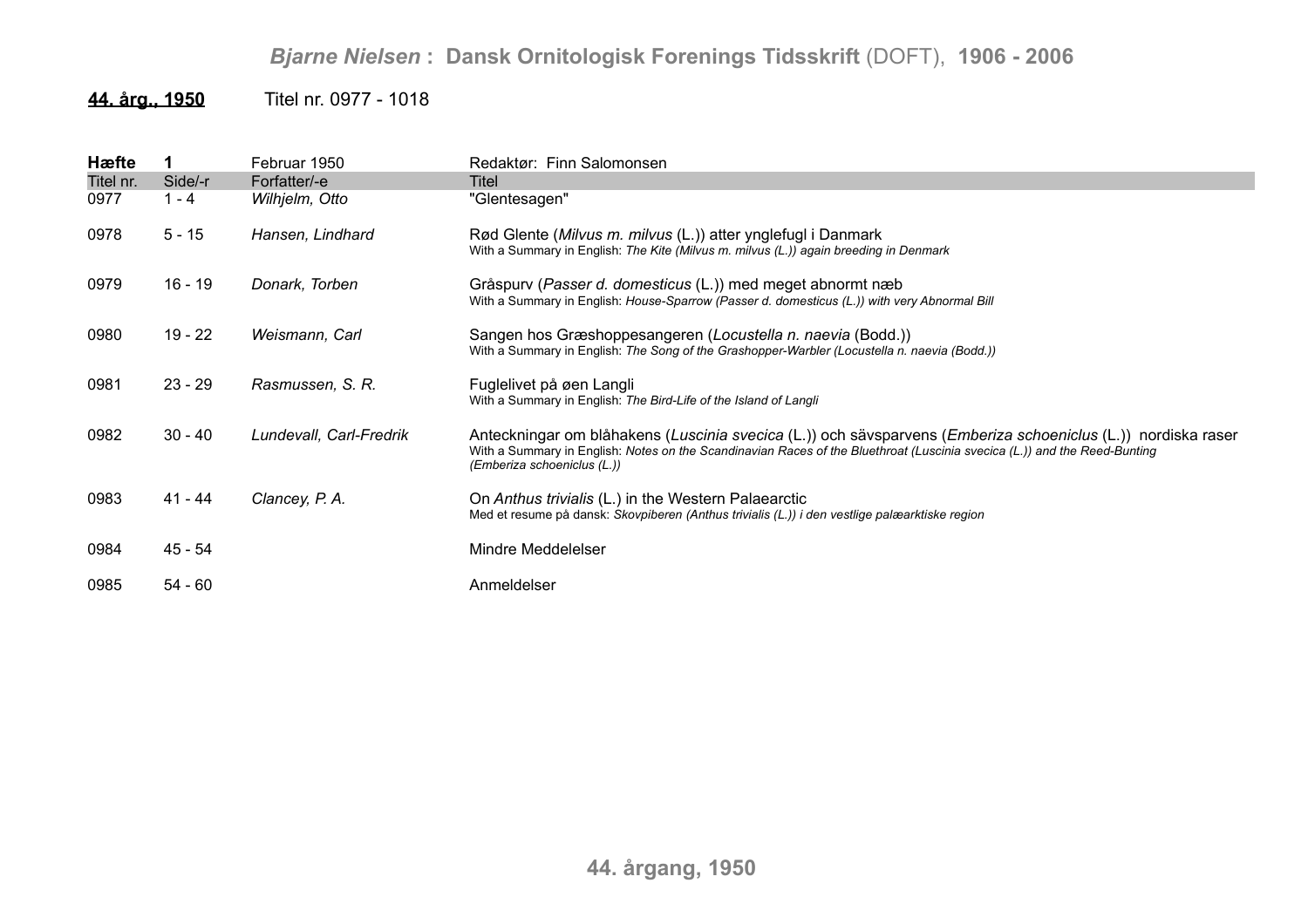# *Bjarne Nielsen* : **Dansk Ornitologisk Forenings Tidsskrift** (DOFT), **1906 - 2006**

## 44. årg., 1950 — Titel nr. 0977 - 1018

**Hæfte 1** — Februar 1950 — Redaktør: Finn Salomonsen

| Titel nr. | Side/-r | Forfatter/-e | Titel |
|---|---|---|---|
| 0977 | 1 - 4 | *Wilhjelm, Otto* | "Glentesagen" |
| 0978 | 5 - 15 | *Hansen, Lindhard* | Rød Glente (*Milvus m. milvus* (L.)) atter ynglefugl i Danmark<br>With a Summary in English: *The Kite (Milvus m. milvus (L.)) again breeding in Denmark* |
| 0979 | 16 - 19 | *Donark, Torben* | Gråspurv (*Passer d. domesticus* (L.)) med meget abnormt næb<br>With a Summary in English: *House-Sparrow (Passer d. domesticus (L.)) with very Abnormal Bill* |
| 0980 | 19 - 22 | *Weismann, Carl* | Sangen hos Græshoppesangeren (*Locustella n. naevia* (Bodd.))<br>With a Summary in English: *The Song of the Grashopper-Warbler (Locustella n. naevia (Bodd.))* |
| 0981 | 23 - 29 | *Rasmussen, S. R.* | Fuglelivet på øen Langli<br>With a Summary in English: *The Bird-Life of the Island of Langli* |
| 0982 | 30 - 40 | *Lundevall, Carl-Fredrik* | Anteckningar om blåhakens (*Luscinia svecica* (L.)) och sävsparvens (*Emberiza schoeniclus* (L.)) nordiska raser<br>With a Summary in English: *Notes on the Scandinavian Races of the Bluethroat (Luscinia svecica (L.)) and the Reed-Bunting (Emberiza schoeniclus (L.))* |
| 0983 | 41 - 44 | *Clancey, P. A.* | On *Anthus trivialis* (L.) in the Western Palaearctic<br>Med et resume på dansk: *Skovpiberen (Anthus trivialis (L.)) i den vestlige palæarktiske region* |
| 0984 | 45 - 54 | | Mindre Meddelelser |
| 0985 | 54 - 60 | | Anmeldelser |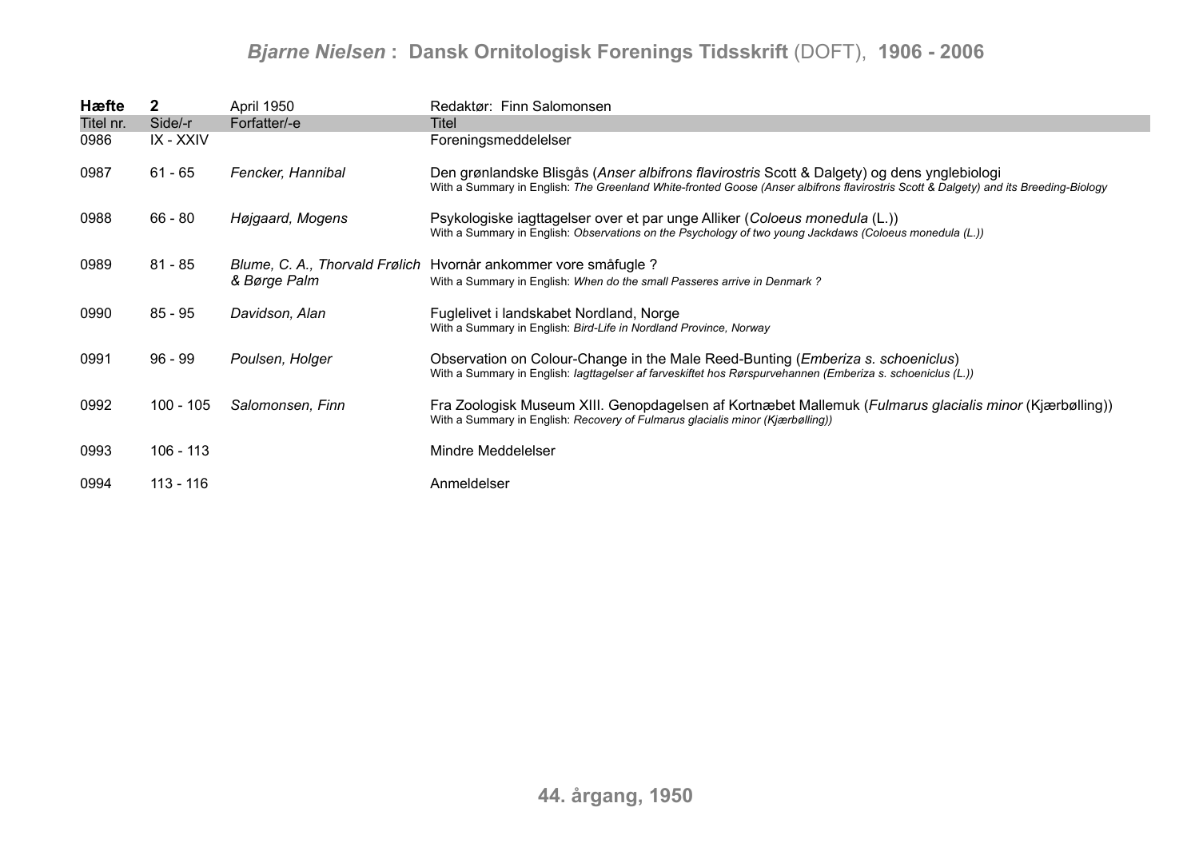| **Hæfte** | **2** | April 1950 | Redaktør: Finn Salomonsen |
|---|---|---|---|
| Titel nr. | Side/-r | Forfatter/-e | Titel |
| 0986 | IX - XXIV | | Foreningsmeddelelser |
| 0987 | 61 - 65 | *Fencker, Hannibal* | Den grønlandske Blisgås (*Anser albifrons flavirostris* Scott & Dalgety) og dens ynglebiologi<br>With a Summary in English: *The Greenland White-fronted Goose (Anser albifrons flavirostris Scott & Dalgety) and its Breeding-Biology* |
| 0988 | 66 - 80 | *Højgaard, Mogens* | Psykologiske iagttagelser over et par unge Alliker (*Coloeus monedula* (L.))<br>With a Summary in English: *Observations on the Psychology of two young Jackdaws (Coloeus monedula (L.))* |
| 0989 | 81 - 85 | *Blume, C. A., Thorvald Frølich & Børge Palm* | Hvornår ankommer vore småfugle ?<br>With a Summary in English: *When do the small Passeres arrive in Denmark ?* |
| 0990 | 85 - 95 | *Davidson, Alan* | Fuglelivet i landskabet Nordland, Norge<br>With a Summary in English: *Bird-Life in Nordland Province, Norway* |
| 0991 | 96 - 99 | *Poulsen, Holger* | Observation on Colour-Change in the Male Reed-Bunting (*Emberiza s. schoeniclus*)<br>With a Summary in English: *Iagttagelser af farveskiftet hos Rørspurvehannen (Emberiza s. schoeniclus (L.))* |
| 0992 | 100 - 105 | *Salomonsen, Finn* | Fra Zoologisk Museum XIII. Genopdagelsen af Kortnæbet Mallemuk (*Fulmarus glacialis minor* (Kjærbølling))<br>With a Summary in English: *Recovery of Fulmarus glacialis minor (Kjærbølling))* |
| 0993 | 106 - 113 | | Mindre Meddelelser |
| 0994 | 113 - 116 | | Anmeldelser |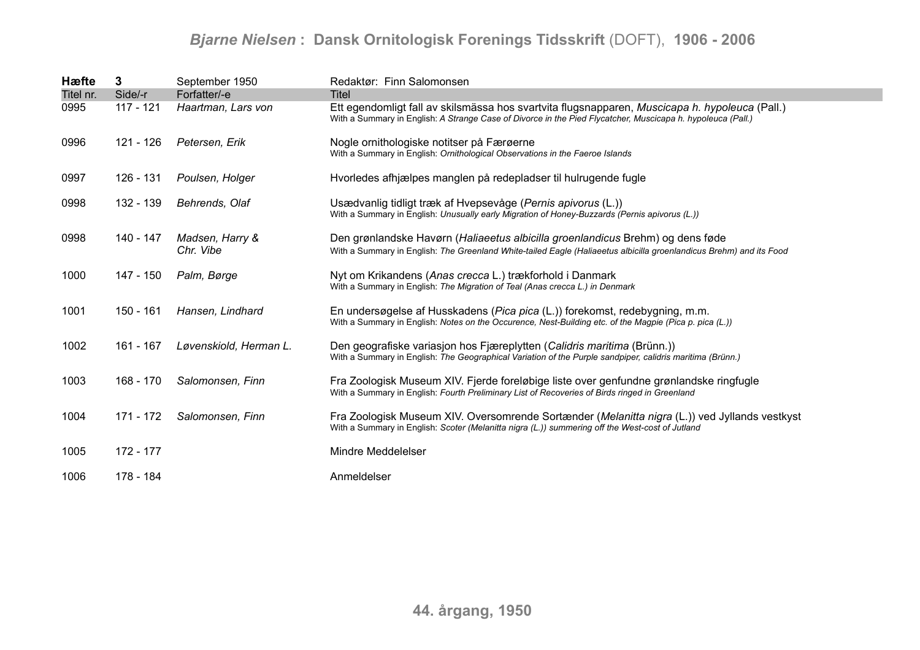| Hæfte | 3 | September 1950 | Redaktør: Finn Salomonsen |
|---|---|---|---|
| Titel nr. | Side/-r | Forfatter/-e | Titel |
| 0995 | 117 - 121 | *Haartman, Lars von* | Ett egendomligt fall av skilsmässa hos svartvita flugsnapparen, *Muscicapa h. hypoleuca* (Pall.)<br>With a Summary in English: *A Strange Case of Divorce in the Pied Flycatcher, Muscicapa h. hypoleuca (Pall.)* |
| 0996 | 121 - 126 | *Petersen, Erik* | Nogle ornithologiske notitser på Færøerne<br>With a Summary in English: *Ornithological Observations in the Faeroe Islands* |
| 0997 | 126 - 131 | *Poulsen, Holger* | Hvorledes afhjælpes manglen på redepladser til hulrugende fugle |
| 0998 | 132 - 139 | *Behrends, Olaf* | Usædvanlig tidligt træk af Hvepsevåge (*Pernis apivorus* (L.))<br>With a Summary in English: *Unusually early Migration of Honey-Buzzards (Pernis apivorus (L.))* |
| 0998 | 140 - 147 | *Madsen, Harry & Chr. Vibe* | Den grønlandske Havørn (*Haliaeetus albicilla groenlandicus* Brehm) og dens føde<br>With a Summary in English: *The Greenland White-tailed Eagle (Haliaeetus albicilla groenlandicus Brehm) and its Food* |
| 1000 | 147 - 150 | *Palm, Børge* | Nyt om Krikandens (*Anas crecca* L.) trækforhold i Danmark<br>With a Summary in English: *The Migration of Teal (Anas crecca L.) in Denmark* |
| 1001 | 150 - 161 | *Hansen, Lindhard* | En undersøgelse af Husskadens (*Pica pica* (L.)) forekomst, redebygning, m.m.<br>With a Summary in English: *Notes on the Occurence, Nest-Building etc. of the Magpie (Pica p. pica (L.))* |
| 1002 | 161 - 167 | *Løvenskiold, Herman L.* | Den geografiske variasjon hos Fjæreplytten (*Calidris maritima* (Brünn.))<br>With a Summary in English: *The Geographical Variation of the Purple sandpiper, calidris maritima (Brünn.)* |
| 1003 | 168 - 170 | *Salomonsen, Finn* | Fra Zoologisk Museum XIV. Fjerde foreløbige liste over genfundne grønlandske ringfugle<br>With a Summary in English: *Fourth Preliminary List of Recoveries of Birds ringed in Greenland* |
| 1004 | 171 - 172 | *Salomonsen, Finn* | Fra Zoologisk Museum XIV. Oversomrende Sortænder (*Melanitta nigra* (L.)) ved Jyllands vestkyst<br>With a Summary in English: *Scoter (Melanitta nigra (L.)) summering off the West-cost of Jutland* |
| 1005 | 172 - 177 | | Mindre Meddelelser |
| 1006 | 178 - 184 | | Anmeldelser |

**44. årgang, 1950**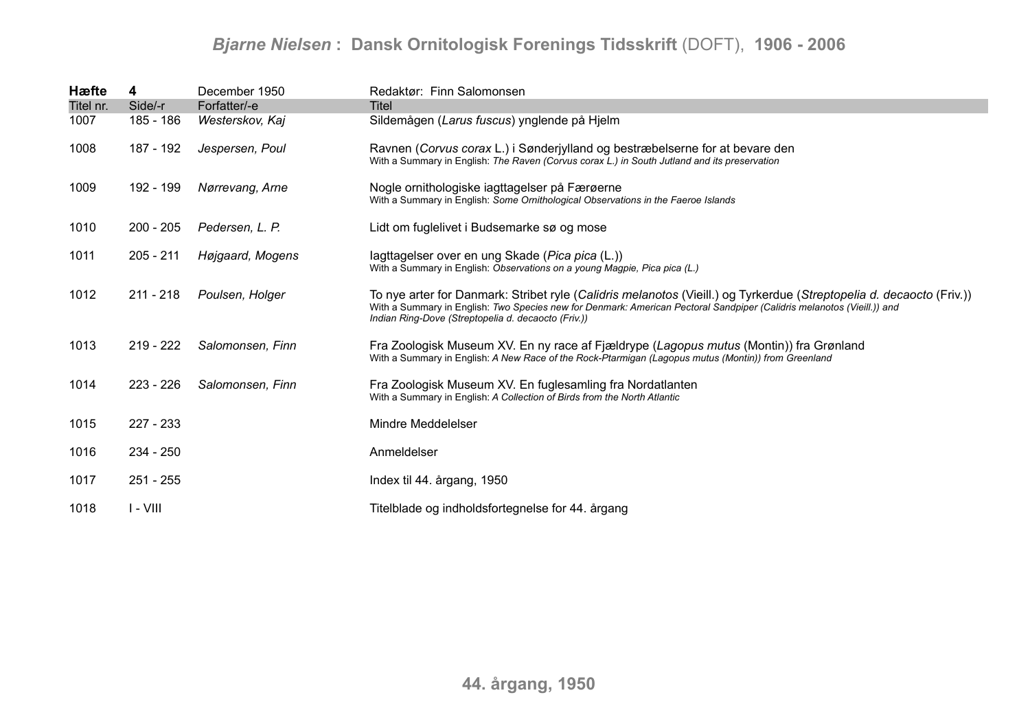| Hæfte | 4 | December 1950 | Redaktør: Finn Salomonsen |
|---|---|---|---|
| Titel nr. | Side/-r | Forfatter/-e | Titel |
| 1007 | 185 - 186 | *Westerskov, Kaj* | Sildemågen (*Larus fuscus*) ynglende på Hjelm |
| 1008 | 187 - 192 | *Jespersen, Poul* | Ravnen (*Corvus corax* L.) i Sønderjylland og bestræbelserne for at bevare den<br>With a Summary in English: *The Raven (Corvus corax L.) in South Jutland and its preservation* |
| 1009 | 192 - 199 | *Nørrevang, Arne* | Nogle ornithologiske iagttagelser på Færøerne<br>With a Summary in English: *Some Ornithological Observations in the Faeroe Islands* |
| 1010 | 200 - 205 | *Pedersen, L. P.* | Lidt om fuglelivet i Budsemarke sø og mose |
| 1011 | 205 - 211 | *Højgaard, Mogens* | Iagttagelser over en ung Skade (*Pica pica* (L.))<br>With a Summary in English: *Observations on a young Magpie, Pica pica (L.)* |
| 1012 | 211 - 218 | *Poulsen, Holger* | To nye arter for Danmark: Stribet ryle (*Calidris melanotos* (Vieill.) og Tyrkerdue (*Streptopelia d. decaocto* (Friv.))<br>With a Summary in English: *Two Species new for Denmark: American Pectoral Sandpiper (Calidris melanotos (Vieill.)) and Indian Ring-Dove (Streptopelia d. decaocto (Friv.))* |
| 1013 | 219 - 222 | *Salomonsen, Finn* | Fra Zoologisk Museum XV. En ny race af Fjældrype (*Lagopus mutus* (Montin)) fra Grønland<br>With a Summary in English: *A New Race of the Rock-Ptarmigan (Lagopus mutus (Montin)) from Greenland* |
| 1014 | 223 - 226 | *Salomonsen, Finn* | Fra Zoologisk Museum XV. En fuglesamling fra Nordatlanten<br>With a Summary in English: *A Collection of Birds from the North Atlantic* |
| 1015 | 227 - 233 | | Mindre Meddelelser |
| 1016 | 234 - 250 | | Anmeldelser |
| 1017 | 251 - 255 | | Index til 44. årgang, 1950 |
| 1018 | I - VIII | | Titelblade og indholdsfortegnelse for 44. årgang |